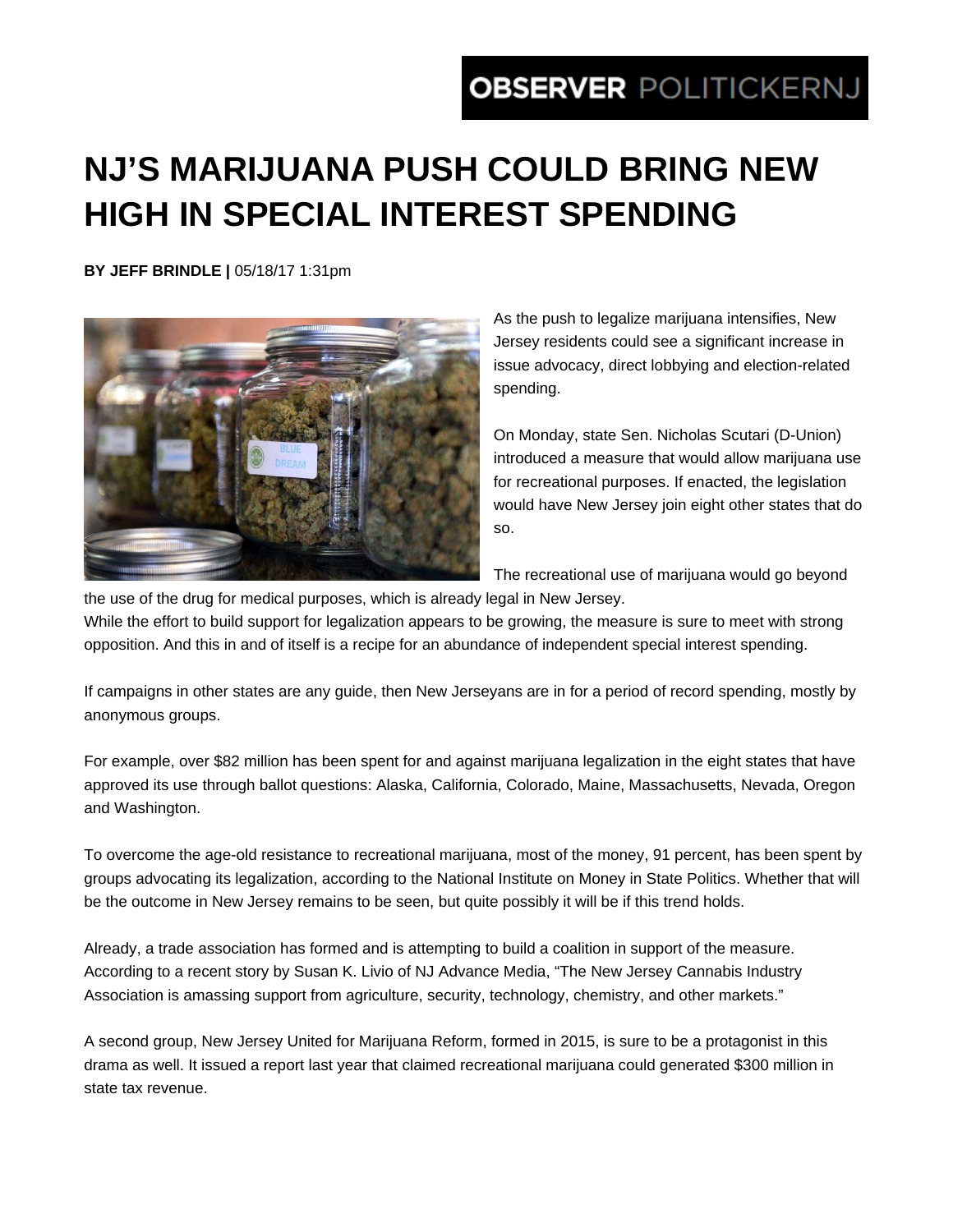OBSERVER POLITICKERNJ

# NJ'S MARIJUANA PUSH COULD BRING NEW HIGH IN SPECIAL INTEREST SPENDING

**BY JEFF BRINDLE |** 05/18/17 1:31pm

As the push to legalize marijuana intensifies, New Jersey residents could see a significant increase in issue advocacy, direct lobbying and election-related spending.

On Monday, state Sen. Nicholas Scutari (D-Union) introduced a measure that would allow marijuana use for recreational purposes. If enacted, the legislation would have New Jersey join eight other states that do so.

The recreational use of marijuana would go beyond the use of the drug for medical purposes, which is already legal in New Jersey.
While the effort to build support for legalization appears to be growing, the measure is sure to meet with strong opposition. And this in and of itself is a recipe for an abundance of independent special interest spending.

If campaigns in other states are any guide, then New Jerseyans are in for a period of record spending, mostly by anonymous groups.

For example, over $82 million has been spent for and against marijuana legalization in the eight states that have approved its use through ballot questions: Alaska, California, Colorado, Maine, Massachusetts, Nevada, Oregon and Washington.

To overcome the age-old resistance to recreational marijuana, most of the money, 91 percent, has been spent by groups advocating its legalization, according to the National Institute on Money in State Politics. Whether that will be the outcome in New Jersey remains to be seen, but quite possibly it will be if this trend holds.

Already, a trade association has formed and is attempting to build a coalition in support of the measure. According to a recent story by Susan K. Livio of NJ Advance Media, "The New Jersey Cannabis Industry Association is amassing support from agriculture, security, technology, chemistry, and other markets."

A second group, New Jersey United for Marijuana Reform, formed in 2015, is sure to be a protagonist in this drama as well. It issued a report last year that claimed recreational marijuana could generated $300 million in state tax revenue.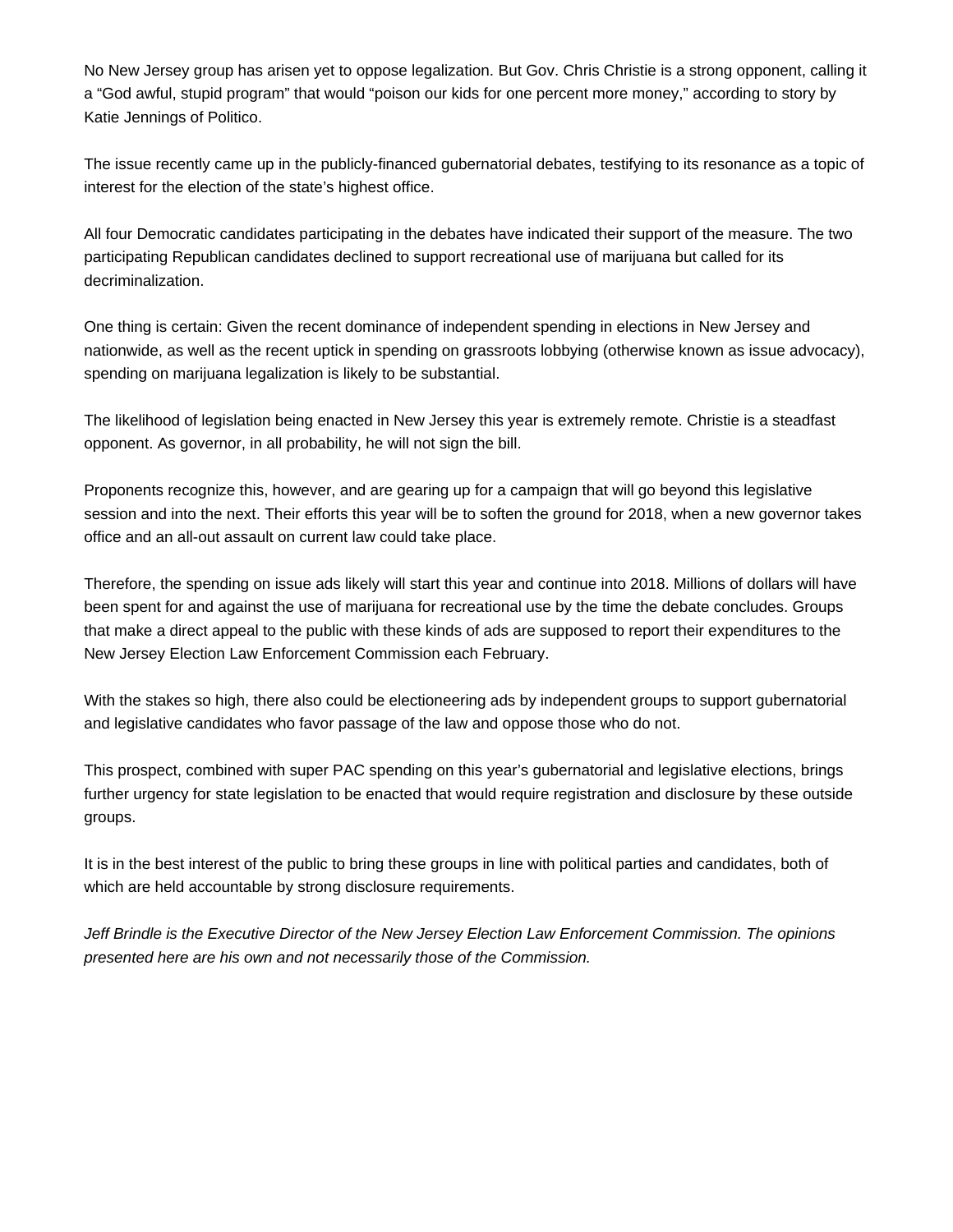No New Jersey group has arisen yet to oppose legalization. But Gov. Chris Christie is a strong opponent, calling it a "God awful, stupid program" that would "poison our kids for one percent more money," according to story by Katie Jennings of Politico.

The issue recently came up in the publicly-financed gubernatorial debates, testifying to its resonance as a topic of interest for the election of the state's highest office.

All four Democratic candidates participating in the debates have indicated their support of the measure. The two participating Republican candidates declined to support recreational use of marijuana but called for its decriminalization.

One thing is certain: Given the recent dominance of independent spending in elections in New Jersey and nationwide, as well as the recent uptick in spending on grassroots lobbying (otherwise known as issue advocacy), spending on marijuana legalization is likely to be substantial.

The likelihood of legislation being enacted in New Jersey this year is extremely remote. Christie is a steadfast opponent. As governor, in all probability, he will not sign the bill.

Proponents recognize this, however, and are gearing up for a campaign that will go beyond this legislative session and into the next. Their efforts this year will be to soften the ground for 2018, when a new governor takes office and an all-out assault on current law could take place.

Therefore, the spending on issue ads likely will start this year and continue into 2018. Millions of dollars will have been spent for and against the use of marijuana for recreational use by the time the debate concludes. Groups that make a direct appeal to the public with these kinds of ads are supposed to report their expenditures to the New Jersey Election Law Enforcement Commission each February.

With the stakes so high, there also could be electioneering ads by independent groups to support gubernatorial and legislative candidates who favor passage of the law and oppose those who do not.

This prospect, combined with super PAC spending on this year's gubernatorial and legislative elections, brings further urgency for state legislation to be enacted that would require registration and disclosure by these outside groups.

It is in the best interest of the public to bring these groups in line with political parties and candidates, both of which are held accountable by strong disclosure requirements.

*Jeff Brindle is the Executive Director of the New Jersey Election Law Enforcement Commission. The opinions presented here are his own and not necessarily those of the Commission.*